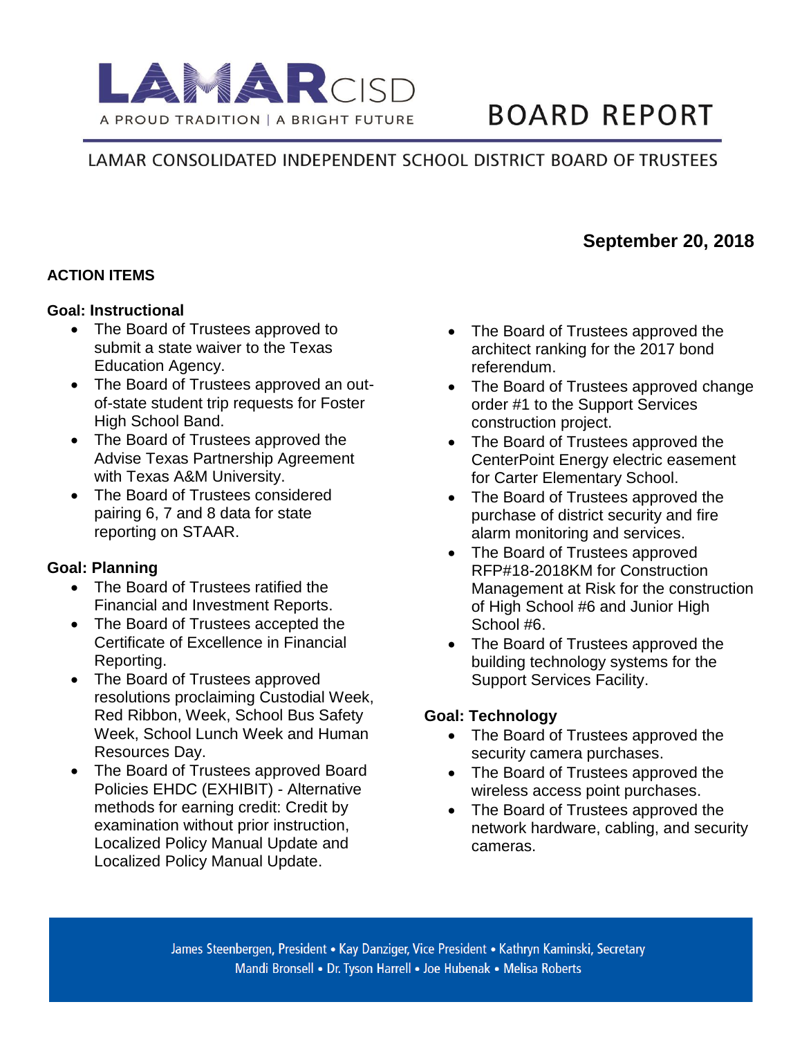# LAMAR CISD

A PROUD TRADITION | A BRIGHT FUTURE

# BOARD REPORT

LAMAR CONSOLIDATED INDEPENDENT SCHOOL DISTRICT BOARD OF TRUSTEES

**September 20, 2018**

**ACTION ITEMS**

**Goal: Instructional**

- The Board of Trustees approved to submit a state waiver to the Texas Education Agency.
- The Board of Trustees approved an out-of-state student trip requests for Foster High School Band.
- The Board of Trustees approved the Advise Texas Partnership Agreement with Texas A&M University.
- The Board of Trustees considered pairing 6, 7 and 8 data for state reporting on STAAR.

**Goal: Planning**

- The Board of Trustees ratified the Financial and Investment Reports.
- The Board of Trustees accepted the Certificate of Excellence in Financial Reporting.
- The Board of Trustees approved resolutions proclaiming Custodial Week, Red Ribbon, Week, School Bus Safety Week, School Lunch Week and Human Resources Day.
- The Board of Trustees approved Board Policies EHDC (EXHIBIT) - Alternative methods for earning credit: Credit by examination without prior instruction, Localized Policy Manual Update and Localized Policy Manual Update.
- The Board of Trustees approved the architect ranking for the 2017 bond referendum.
- The Board of Trustees approved change order #1 to the Support Services construction project.
- The Board of Trustees approved the CenterPoint Energy electric easement for Carter Elementary School.
- The Board of Trustees approved the purchase of district security and fire alarm monitoring and services.
- The Board of Trustees approved RFP#18-2018KM for Construction Management at Risk for the construction of High School #6 and Junior High School #6.
- The Board of Trustees approved the building technology systems for the Support Services Facility.

**Goal: Technology**

- The Board of Trustees approved the security camera purchases.
- The Board of Trustees approved the wireless access point purchases.
- The Board of Trustees approved the network hardware, cabling, and security cameras.

James Steenbergen, President • Kay Danziger, Vice President • Kathryn Kaminski, Secretary
Mandi Bronsell • Dr. Tyson Harrell • Joe Hubenak • Melisa Roberts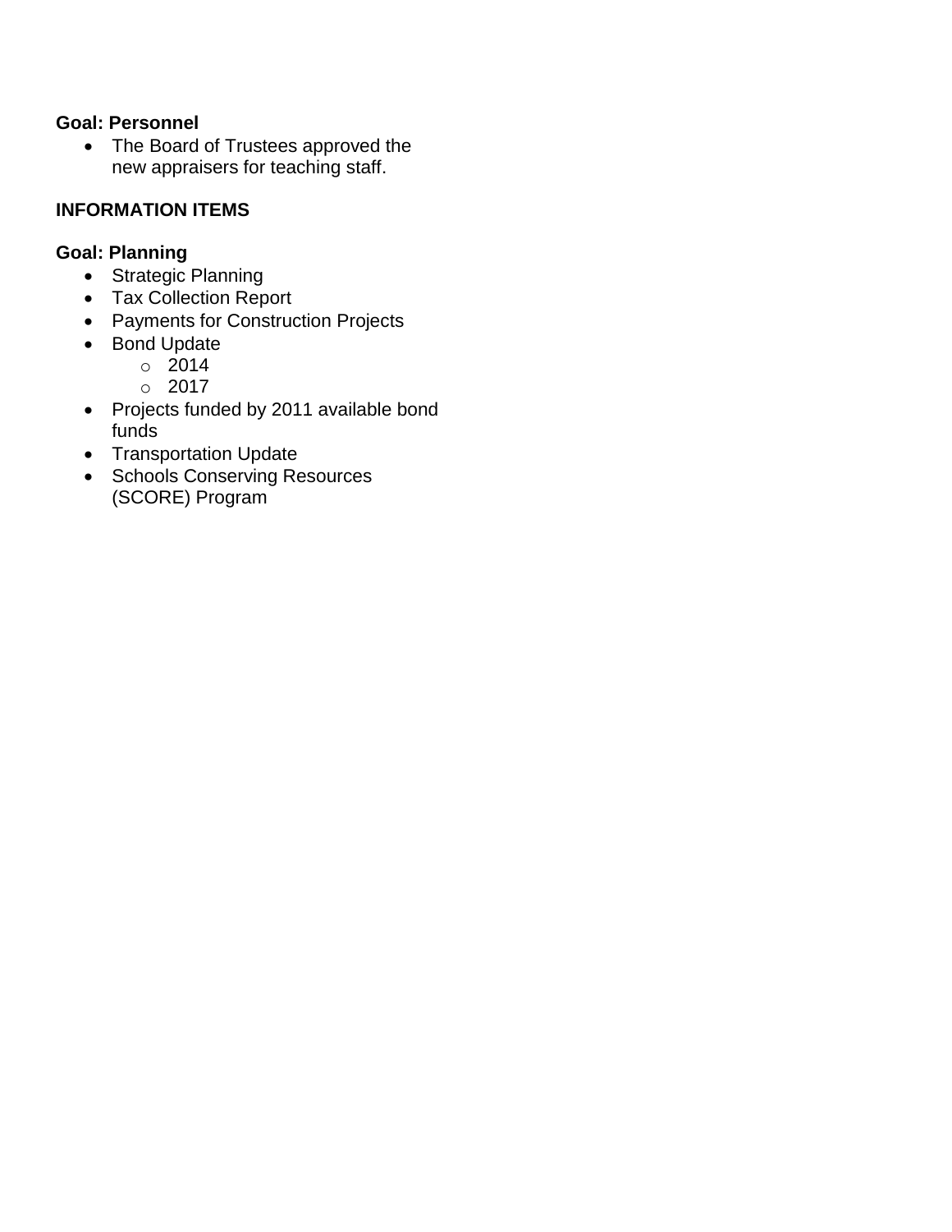**Goal: Personnel**

- The Board of Trustees approved the new appraisers for teaching staff.

**INFORMATION ITEMS**

**Goal: Planning**

- Strategic Planning
- Tax Collection Report
- Payments for Construction Projects
- Bond Update
  - 2014
  - 2017
- Projects funded by 2011 available bond funds
- Transportation Update
- Schools Conserving Resources (SCORE) Program